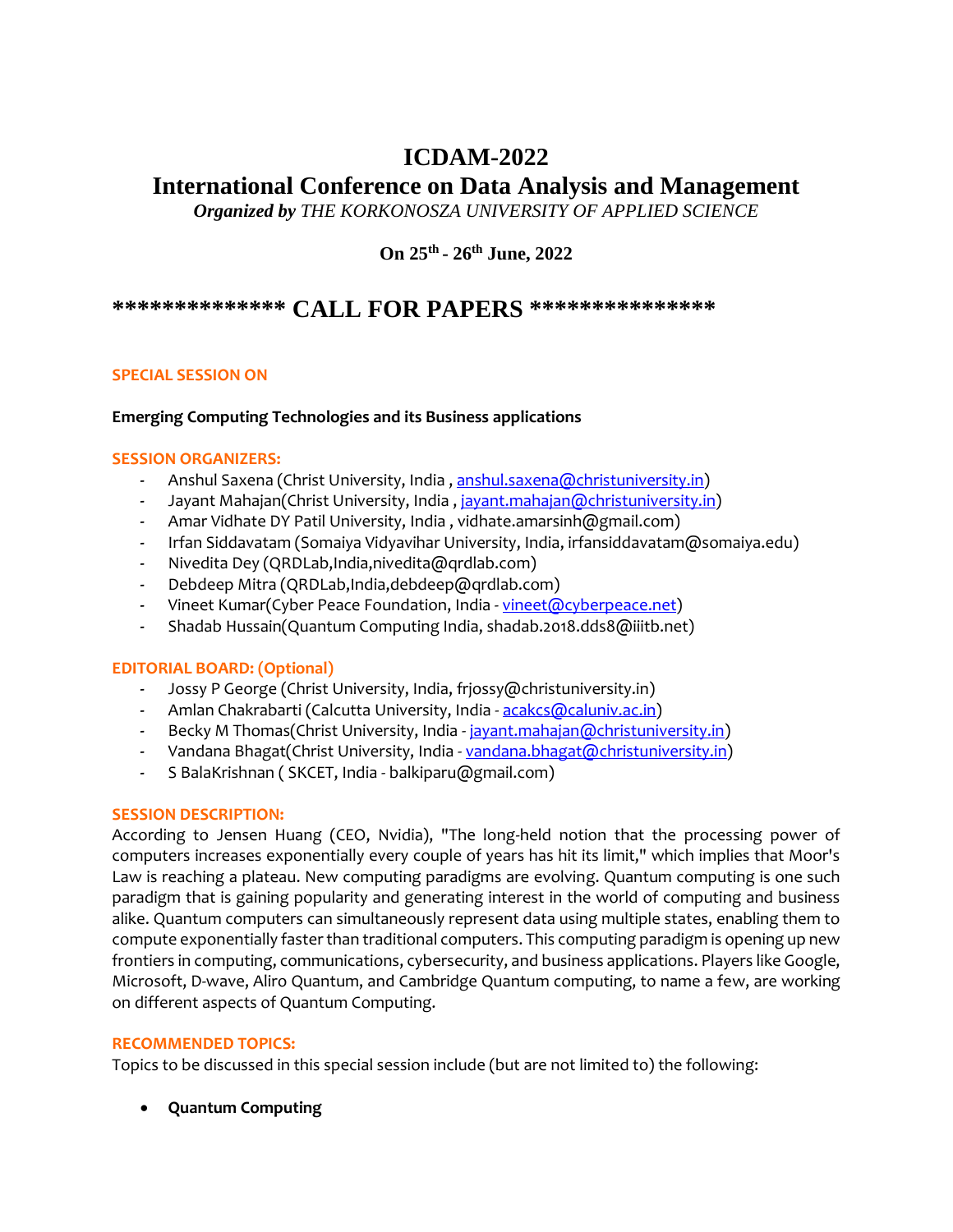# ICDAM-2022

# International Conference on Data Analysis and Management

***Organized by*** *THE KORKONOSZA UNIVERSITY OF APPLIED SCIENCE*

**On 25th - 26th June, 2022**

## ************** CALL FOR PAPERS ***************

**SPECIAL SESSION ON**

**Emerging Computing Technologies and its Business applications**

**SESSION ORGANIZERS:**

- Anshul Saxena (Christ University, India , anshul.saxena@christuniversity.in)
- Jayant Mahajan(Christ University, India , jayant.mahajan@christuniversity.in)
- Amar Vidhate DY Patil University, India , vidhate.amarsinh@gmail.com)
- Irfan Siddavatam (Somaiya Vidyavihar University, India, irfansiddavatam@somaiya.edu)
- Nivedita Dey (QRDLab,India,nivedita@qrdlab.com)
- Debdeep Mitra (QRDLab,India,debdeep@qrdlab.com)
- Vineet Kumar(Cyber Peace Foundation, India - vineet@cyberpeace.net)
- Shadab Hussain(Quantum Computing India, shadab.2018.dds8@iiitb.net)

**EDITORIAL BOARD: (Optional)**

- Jossy P George (Christ University, India, frjossy@christuniversity.in)
- Amlan Chakrabarti (Calcutta University, India - acakcs@caluniv.ac.in)
- Becky M Thomas(Christ University, India - jayant.mahajan@christuniversity.in)
- Vandana Bhagat(Christ University, India - vandana.bhagat@christuniversity.in)
- S BalaKrishnan ( SKCET, India - balkiparu@gmail.com)

**SESSION DESCRIPTION:**

According to Jensen Huang (CEO, Nvidia), "The long-held notion that the processing power of computers increases exponentially every couple of years has hit its limit," which implies that Moor's Law is reaching a plateau. New computing paradigms are evolving. Quantum computing is one such paradigm that is gaining popularity and generating interest in the world of computing and business alike. Quantum computers can simultaneously represent data using multiple states, enabling them to compute exponentially faster than traditional computers. This computing paradigm is opening up new frontiers in computing, communications, cybersecurity, and business applications. Players like Google, Microsoft, D-wave, Aliro Quantum, and Cambridge Quantum computing, to name a few, are working on different aspects of Quantum Computing.

**RECOMMENDED TOPICS:**

Topics to be discussed in this special session include (but are not limited to) the following:

- **Quantum Computing**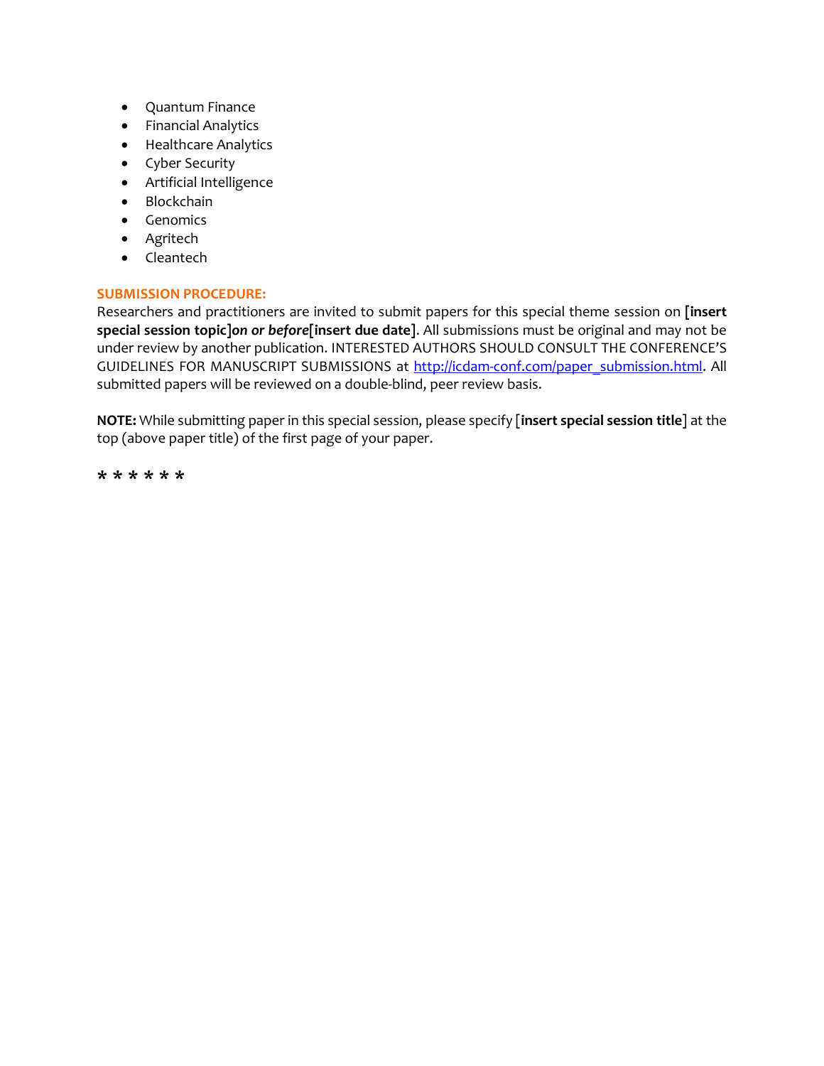- Quantum Finance
- Financial Analytics
- Healthcare Analytics
- Cyber Security
- Artificial Intelligence
- Blockchain
- Genomics
- Agritech
- Cleantech

**SUBMISSION PROCEDURE:**

Researchers and practitioners are invited to submit papers for this special theme session on [**insert special session topic**]***on or before***[**insert due date**]. All submissions must be original and may not be under review by another publication. INTERESTED AUTHORS SHOULD CONSULT THE CONFERENCE'S GUIDELINES FOR MANUSCRIPT SUBMISSIONS at http://icdam-conf.com/paper_submission.html. All submitted papers will be reviewed on a double-blind, peer review basis.

**NOTE:** While submitting paper in this special session, please specify [**insert special session title**] at the top (above paper title) of the first page of your paper.

\* \* \* \* \* \*